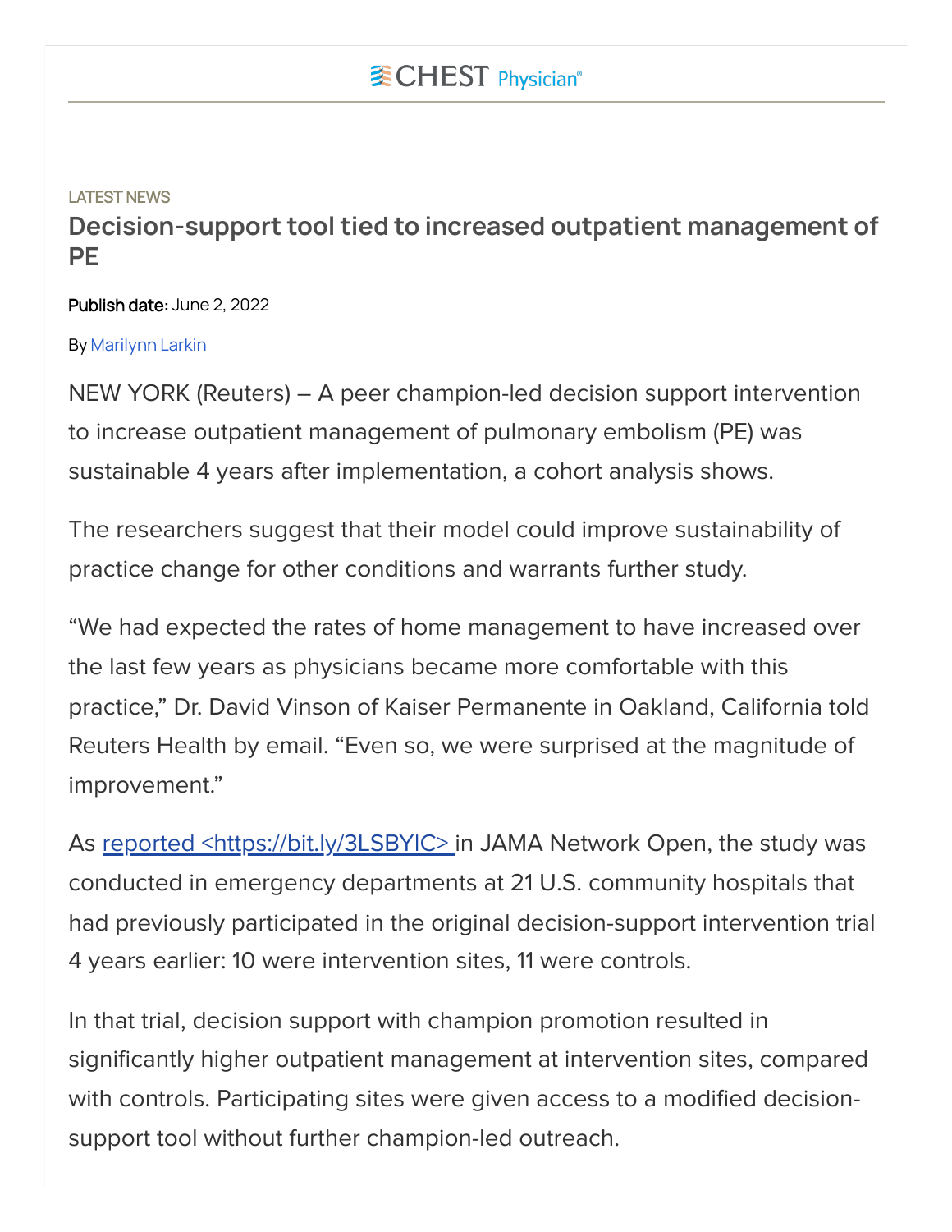CHEST Physician®

LATEST NEWS

# Decision-support tool tied to increased outpatient management of PE

**Publish date:** June 2, 2022

By Marilynn Larkin

NEW YORK (Reuters) – A peer champion-led decision support intervention to increase outpatient management of pulmonary embolism (PE) was sustainable 4 years after implementation, a cohort analysis shows.

The researchers suggest that their model could improve sustainability of practice change for other conditions and warrants further study.

"We had expected the rates of home management to have increased over the last few years as physicians became more comfortable with this practice," Dr. David Vinson of Kaiser Permanente in Oakland, California told Reuters Health by email. "Even so, we were surprised at the magnitude of improvement."

As [reported <https://bit.ly/3LSBYIC>](https://bit.ly/3LSBYIC) in JAMA Network Open, the study was conducted in emergency departments at 21 U.S. community hospitals that had previously participated in the original decision-support intervention trial 4 years earlier: 10 were intervention sites, 11 were controls.

In that trial, decision support with champion promotion resulted in significantly higher outpatient management at intervention sites, compared with controls. Participating sites were given access to a modified decision-support tool without further champion-led outreach.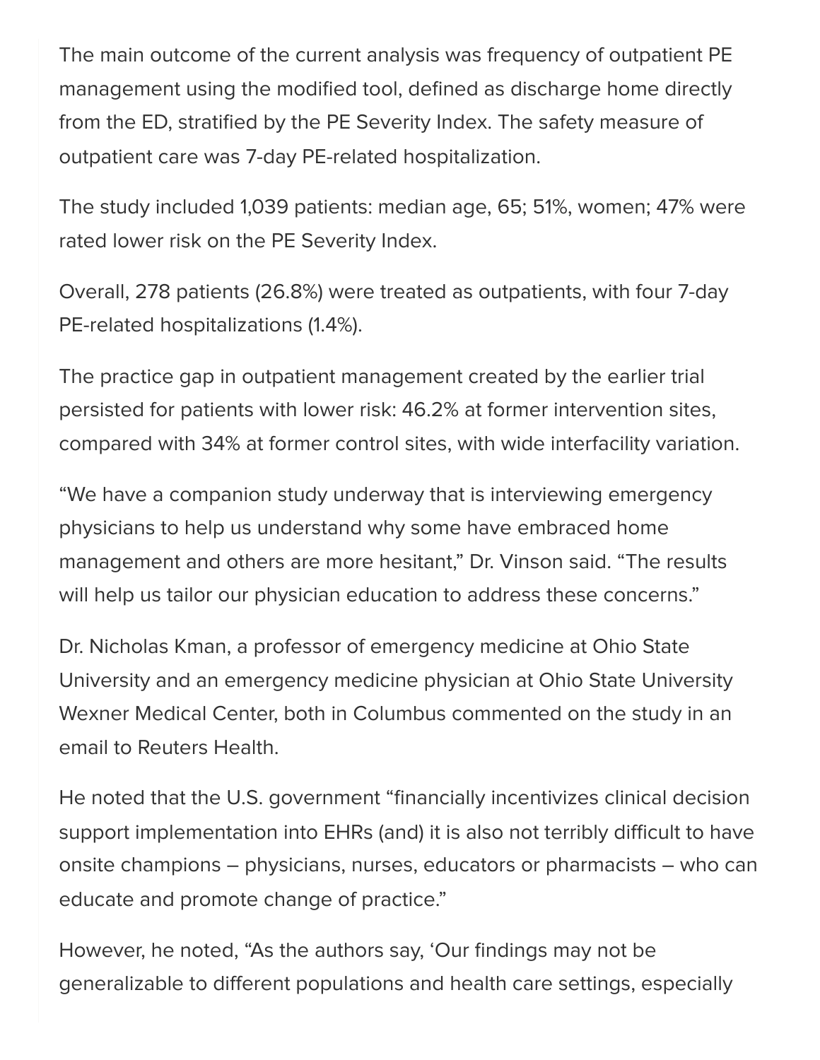The main outcome of the current analysis was frequency of outpatient PE management using the modified tool, defined as discharge home directly from the ED, stratified by the PE Severity Index. The safety measure of outpatient care was 7-day PE-related hospitalization.

The study included 1,039 patients: median age, 65; 51%, women; 47% were rated lower risk on the PE Severity Index.

Overall, 278 patients (26.8%) were treated as outpatients, with four 7-day PE-related hospitalizations (1.4%).

The practice gap in outpatient management created by the earlier trial persisted for patients with lower risk: 46.2% at former intervention sites, compared with 34% at former control sites, with wide interfacility variation.

"We have a companion study underway that is interviewing emergency physicians to help us understand why some have embraced home management and others are more hesitant," Dr. Vinson said. "The results will help us tailor our physician education to address these concerns."

Dr. Nicholas Kman, a professor of emergency medicine at Ohio State University and an emergency medicine physician at Ohio State University Wexner Medical Center, both in Columbus commented on the study in an email to Reuters Health.

He noted that the U.S. government "financially incentivizes clinical decision support implementation into EHRs (and) it is also not terribly difficult to have onsite champions – physicians, nurses, educators or pharmacists – who can educate and promote change of practice."

However, he noted, "As the authors say, 'Our findings may not be generalizable to different populations and health care settings, especially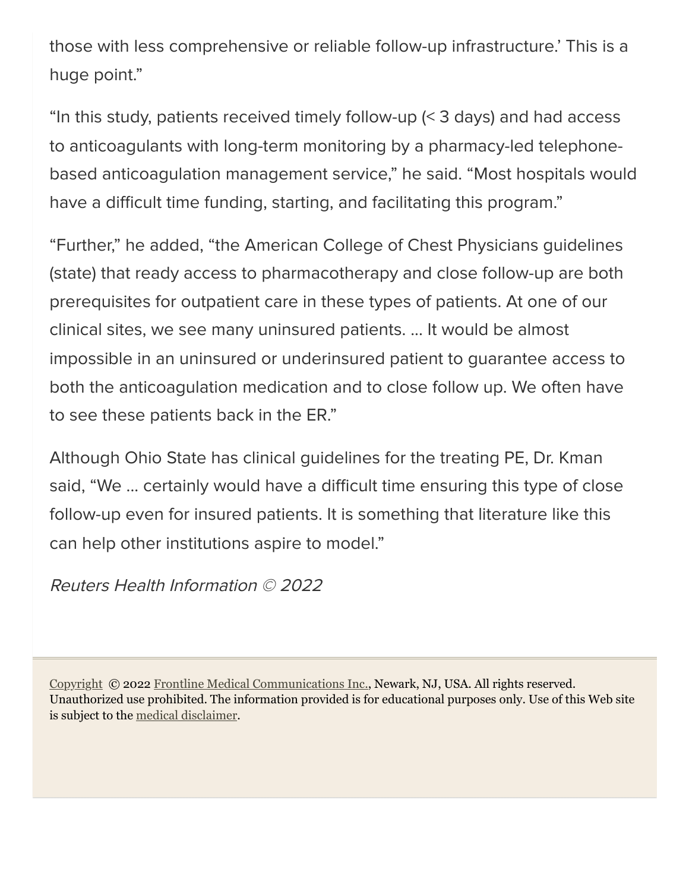those with less comprehensive or reliable follow-up infrastructure.' This is a huge point."

"In this study, patients received timely follow-up (< 3 days) and had access to anticoagulants with long-term monitoring by a pharmacy-led telephone-based anticoagulation management service," he said. "Most hospitals would have a difficult time funding, starting, and facilitating this program."

"Further," he added, "the American College of Chest Physicians guidelines (state) that ready access to pharmacotherapy and close follow-up are both prerequisites for outpatient care in these types of patients. At one of our clinical sites, we see many uninsured patients. ... It would be almost impossible in an uninsured or underinsured patient to guarantee access to both the anticoagulation medication and to close follow up. We often have to see these patients back in the ER."

Although Ohio State has clinical guidelines for the treating PE, Dr. Kman said, "We ... certainly would have a difficult time ensuring this type of close follow-up even for insured patients. It is something that literature like this can help other institutions aspire to model."

*Reuters Health Information © 2022*

Copyright © 2022 Frontline Medical Communications Inc., Newark, NJ, USA. All rights reserved. Unauthorized use prohibited. The information provided is for educational purposes only. Use of this Web site is subject to the medical disclaimer.